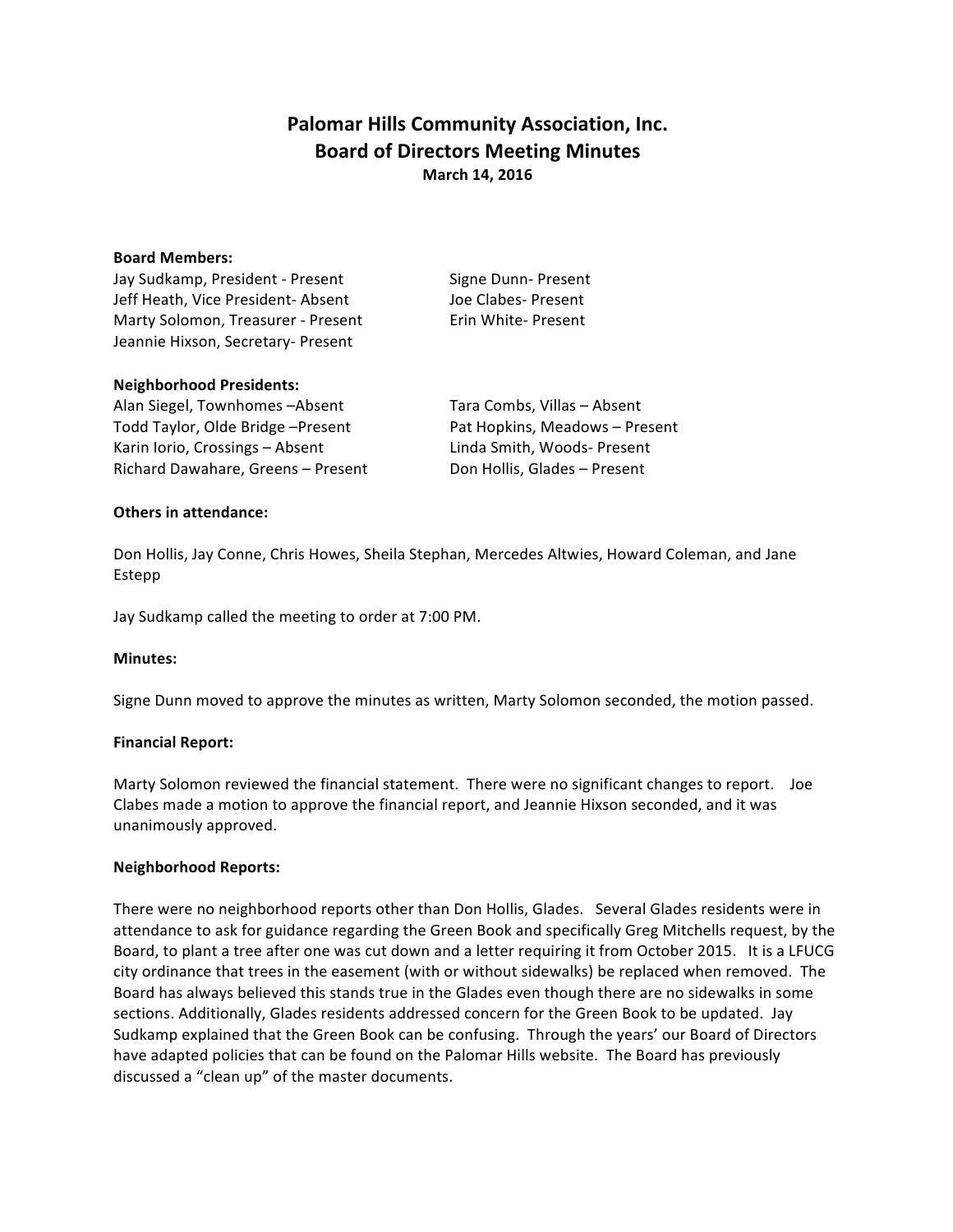# Palomar Hills Community Association, Inc.
## Board of Directors Meeting Minutes
**March 14, 2016**

**Board Members:**

Jay Sudkamp, President - Present
Jeff Heath, Vice President- Absent
Marty Solomon, Treasurer - Present
Jeannie Hixson, Secretary- Present
Signe Dunn- Present
Joe Clabes- Present
Erin White- Present

**Neighborhood Presidents:**

Alan Siegel, Townhomes –Absent
Todd Taylor, Olde Bridge –Present
Karin Iorio, Crossings – Absent
Richard Dawahare, Greens – Present
Tara Combs, Villas – Absent
Pat Hopkins, Meadows – Present
Linda Smith, Woods- Present
Don Hollis, Glades – Present

**Others in attendance:**

Don Hollis, Jay Conne, Chris Howes, Sheila Stephan, Mercedes Altwies, Howard Coleman, and Jane Estepp

Jay Sudkamp called the meeting to order at 7:00 PM.

**Minutes:**

Signe Dunn moved to approve the minutes as written, Marty Solomon seconded, the motion passed.

**Financial Report:**

Marty Solomon reviewed the financial statement. There were no significant changes to report. Joe Clabes made a motion to approve the financial report, and Jeannie Hixson seconded, and it was unanimously approved.

**Neighborhood Reports:**

There were no neighborhood reports other than Don Hollis, Glades. Several Glades residents were in attendance to ask for guidance regarding the Green Book and specifically Greg Mitchells request, by the Board, to plant a tree after one was cut down and a letter requiring it from October 2015. It is a LFUCG city ordinance that trees in the easement (with or without sidewalks) be replaced when removed. The Board has always believed this stands true in the Glades even though there are no sidewalks in some sections. Additionally, Glades residents addressed concern for the Green Book to be updated. Jay Sudkamp explained that the Green Book can be confusing. Through the years' our Board of Directors have adapted policies that can be found on the Palomar Hills website. The Board has previously discussed a "clean up" of the master documents.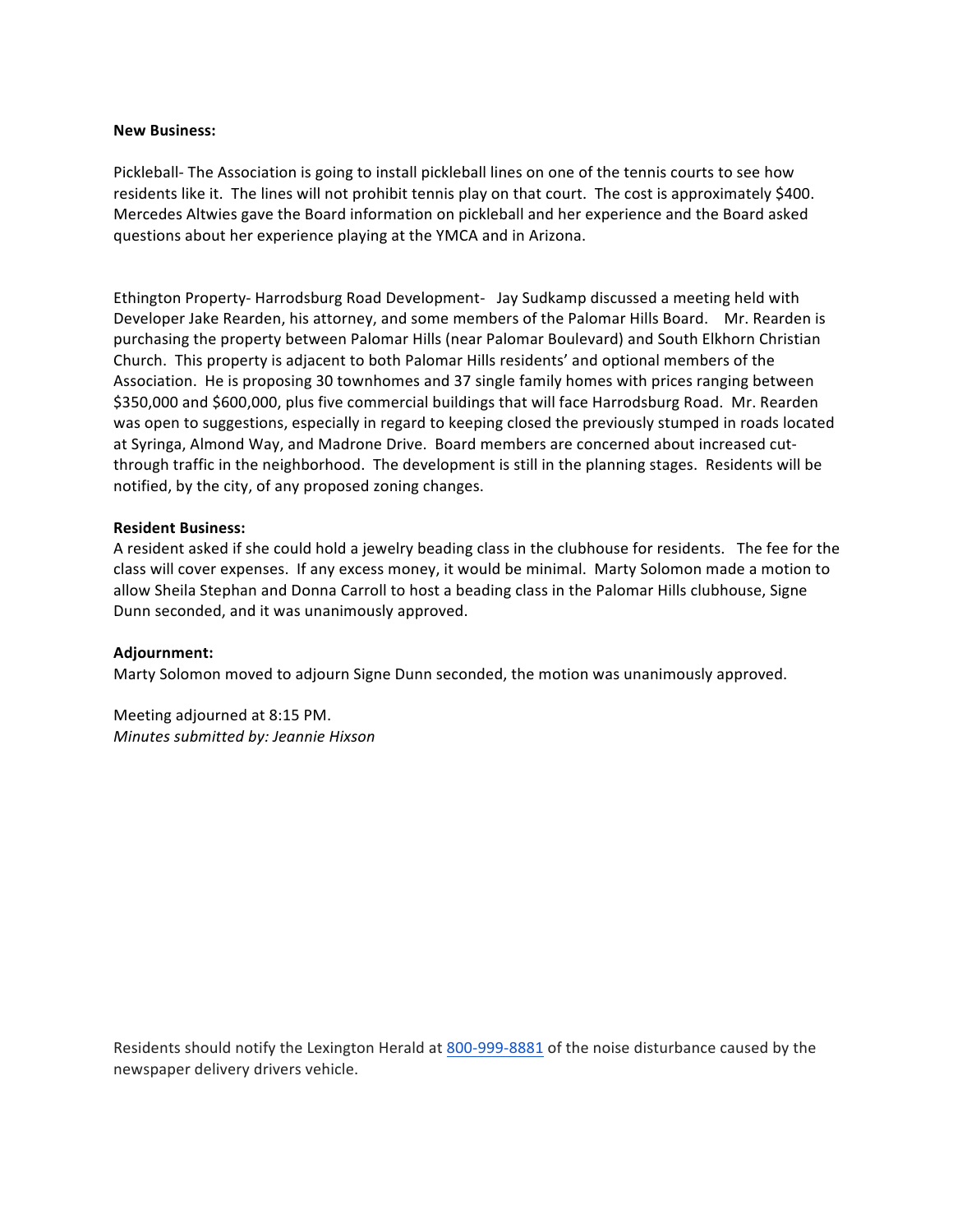**New Business:**

Pickleball- The Association is going to install pickleball lines on one of the tennis courts to see how residents like it. The lines will not prohibit tennis play on that court. The cost is approximately $400. Mercedes Altwies gave the Board information on pickleball and her experience and the Board asked questions about her experience playing at the YMCA and in Arizona.

Ethington Property- Harrodsburg Road Development- Jay Sudkamp discussed a meeting held with Developer Jake Rearden, his attorney, and some members of the Palomar Hills Board. Mr. Rearden is purchasing the property between Palomar Hills (near Palomar Boulevard) and South Elkhorn Christian Church. This property is adjacent to both Palomar Hills residents' and optional members of the Association. He is proposing 30 townhomes and 37 single family homes with prices ranging between $350,000 and $600,000, plus five commercial buildings that will face Harrodsburg Road. Mr. Rearden was open to suggestions, especially in regard to keeping closed the previously stumped in roads located at Syringa, Almond Way, and Madrone Drive. Board members are concerned about increased cut-through traffic in the neighborhood. The development is still in the planning stages. Residents will be notified, by the city, of any proposed zoning changes.

**Resident Business:**

A resident asked if she could hold a jewelry beading class in the clubhouse for residents. The fee for the class will cover expenses. If any excess money, it would be minimal. Marty Solomon made a motion to allow Sheila Stephan and Donna Carroll to host a beading class in the Palomar Hills clubhouse, Signe Dunn seconded, and it was unanimously approved.

**Adjournment:**

Marty Solomon moved to adjourn Signe Dunn seconded, the motion was unanimously approved.

Meeting adjourned at 8:15 PM.

*Minutes submitted by: Jeannie Hixson*

Residents should notify the Lexington Herald at 800-999-8881 of the noise disturbance caused by the newspaper delivery drivers vehicle.